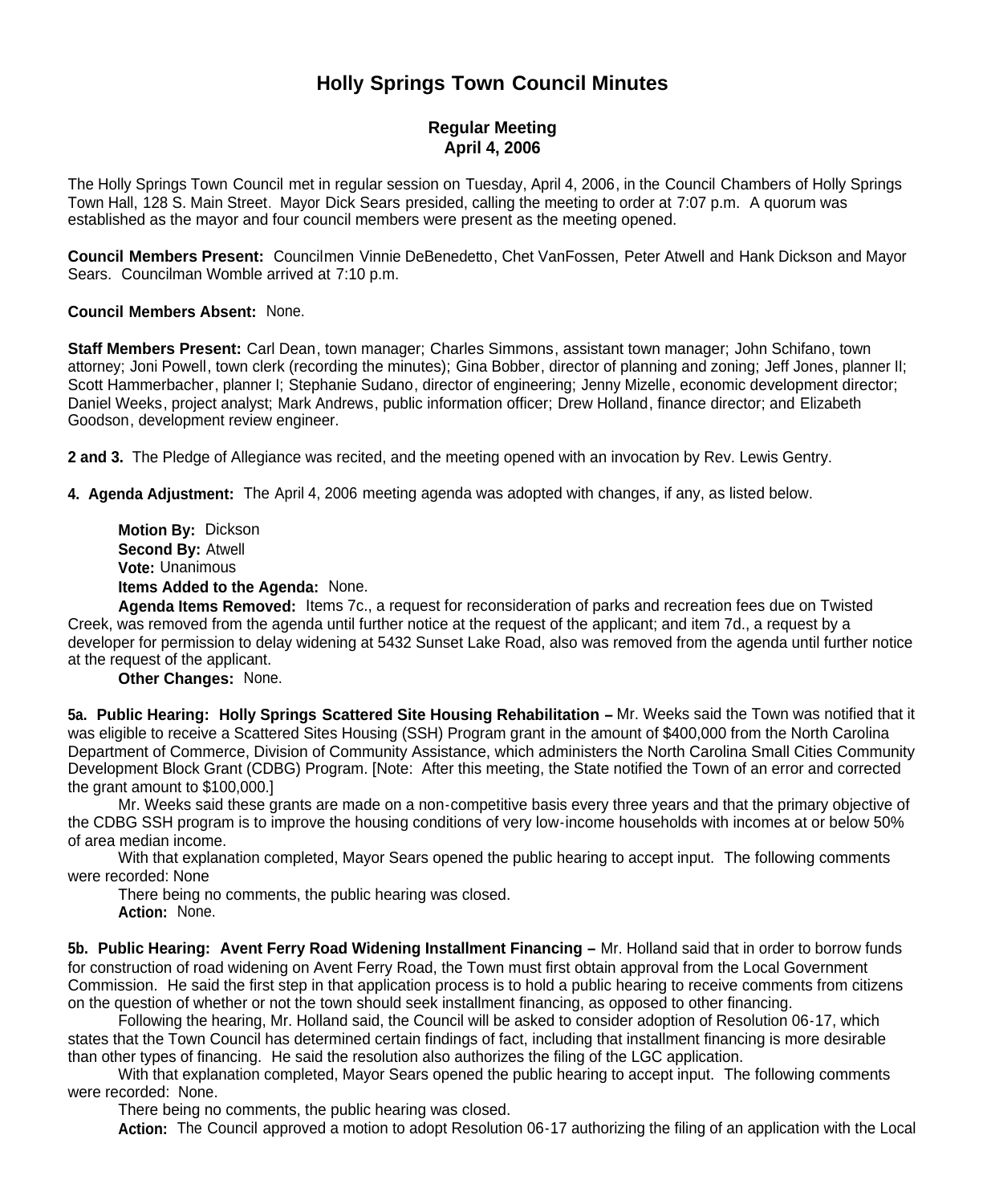# Holly Springs Town Council Minutes

## Regular Meeting
## April 4, 2006

The Holly Springs Town Council met in regular session on Tuesday, April 4, 2006, in the Council Chambers of Holly Springs Town Hall, 128 S. Main Street. Mayor Dick Sears presided, calling the meeting to order at 7:07 p.m. A quorum was established as the mayor and four council members were present as the meeting opened.

**Council Members Present:** Councilmen Vinnie DeBenedetto, Chet VanFossen, Peter Atwell and Hank Dickson and Mayor Sears. Councilman Womble arrived at 7:10 p.m.

**Council Members Absent:** None.

**Staff Members Present:** Carl Dean, town manager; Charles Simmons, assistant town manager; John Schifano, town attorney; Joni Powell, town clerk (recording the minutes); Gina Bobber, director of planning and zoning; Jeff Jones, planner II; Scott Hammerbacher, planner I; Stephanie Sudano, director of engineering; Jenny Mizelle, economic development director; Daniel Weeks, project analyst; Mark Andrews, public information officer; Drew Holland, finance director; and Elizabeth Goodson, development review engineer.

**2 and 3.** The Pledge of Allegiance was recited, and the meeting opened with an invocation by Rev. Lewis Gentry.

**4. Agenda Adjustment:** The April 4, 2006 meeting agenda was adopted with changes, if any, as listed below.

**Motion By:** Dickson
**Second By:** Atwell
**Vote:** Unanimous
**Items Added to the Agenda:** None.
**Agenda Items Removed:** Items 7c., a request for reconsideration of parks and recreation fees due on Twisted Creek, was removed from the agenda until further notice at the request of the applicant; and item 7d., a request by a developer for permission to delay widening at 5432 Sunset Lake Road, also was removed from the agenda until further notice at the request of the applicant.
**Other Changes:** None.

**5a. Public Hearing: Holly Springs Scattered Site Housing Rehabilitation –** Mr. Weeks said the Town was notified that it was eligible to receive a Scattered Sites Housing (SSH) Program grant in the amount of $400,000 from the North Carolina Department of Commerce, Division of Community Assistance, which administers the North Carolina Small Cities Community Development Block Grant (CDBG) Program. [Note: After this meeting, the State notified the Town of an error and corrected the grant amount to $100,000.]

Mr. Weeks said these grants are made on a non-competitive basis every three years and that the primary objective of the CDBG SSH program is to improve the housing conditions of very low-income households with incomes at or below 50% of area median income.

With that explanation completed, Mayor Sears opened the public hearing to accept input. The following comments were recorded: None

There being no comments, the public hearing was closed.

**Action:** None.

**5b. Public Hearing: Avent Ferry Road Widening Installment Financing –** Mr. Holland said that in order to borrow funds for construction of road widening on Avent Ferry Road, the Town must first obtain approval from the Local Government Commission. He said the first step in that application process is to hold a public hearing to receive comments from citizens on the question of whether or not the town should seek installment financing, as opposed to other financing.

Following the hearing, Mr. Holland said, the Council will be asked to consider adoption of Resolution 06-17, which states that the Town Council has determined certain findings of fact, including that installment financing is more desirable than other types of financing. He said the resolution also authorizes the filing of the LGC application.

With that explanation completed, Mayor Sears opened the public hearing to accept input. The following comments were recorded: None.

There being no comments, the public hearing was closed.

**Action:** The Council approved a motion to adopt Resolution 06-17 authorizing the filing of an application with the Local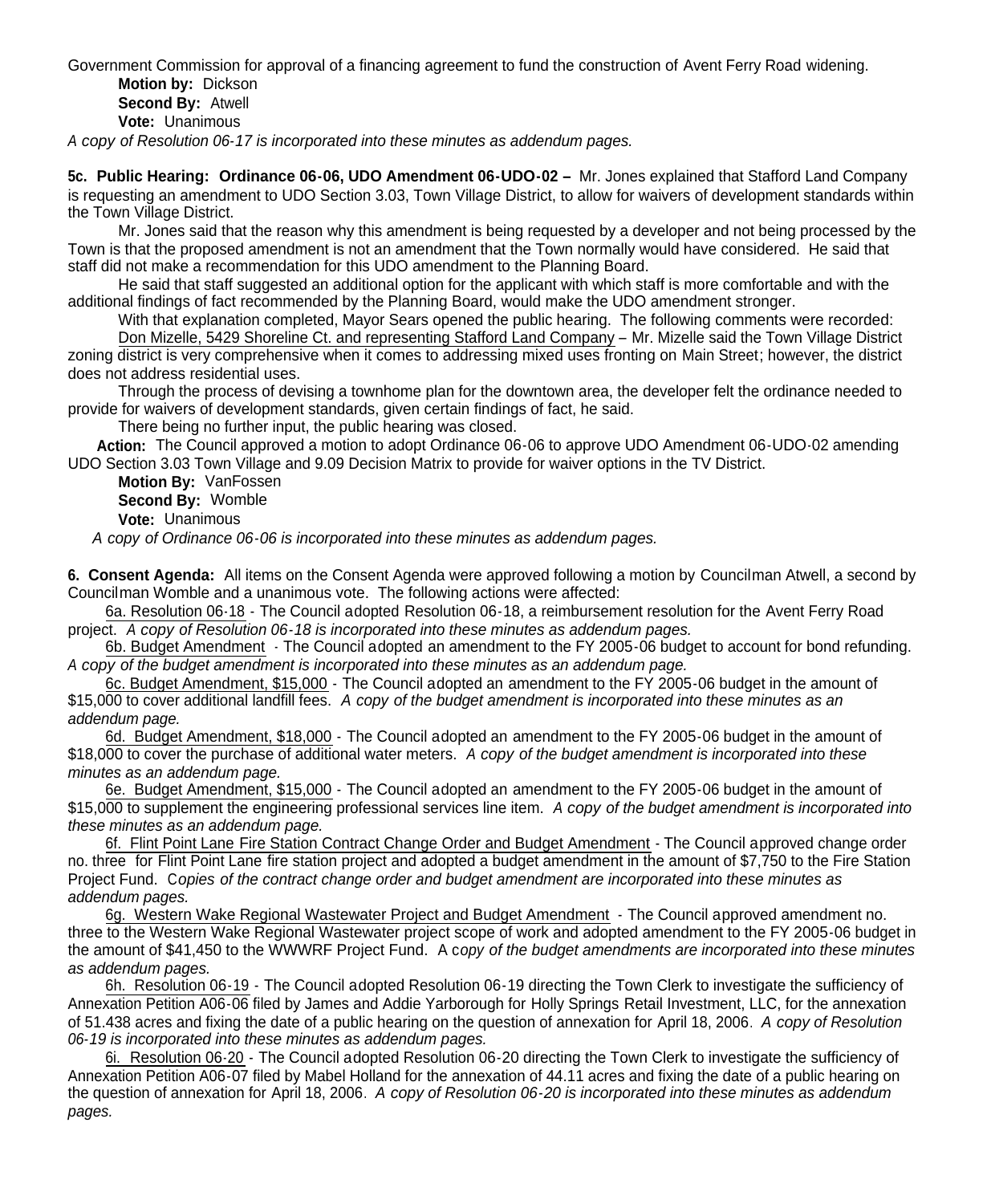Government Commission for approval of a financing agreement to fund the construction of Avent Ferry Road widening.

**Motion by:** Dickson
**Second By:** Atwell
**Vote:** Unanimous

*A copy of Resolution 06-17 is incorporated into these minutes as addendum pages.*

**5c. Public Hearing: Ordinance 06-06, UDO Amendment 06-UDO-02 –** Mr. Jones explained that Stafford Land Company is requesting an amendment to UDO Section 3.03, Town Village District, to allow for waivers of development standards within the Town Village District.

Mr. Jones said that the reason why this amendment is being requested by a developer and not being processed by the Town is that the proposed amendment is not an amendment that the Town normally would have considered. He said that staff did not make a recommendation for this UDO amendment to the Planning Board.

He said that staff suggested an additional option for the applicant with which staff is more comfortable and with the additional findings of fact recommended by the Planning Board, would make the UDO amendment stronger.

With that explanation completed, Mayor Sears opened the public hearing. The following comments were recorded:

Don Mizelle, 5429 Shoreline Ct. and representing Stafford Land Company – Mr. Mizelle said the Town Village District zoning district is very comprehensive when it comes to addressing mixed uses fronting on Main Street; however, the district does not address residential uses.

Through the process of devising a townhome plan for the downtown area, the developer felt the ordinance needed to provide for waivers of development standards, given certain findings of fact, he said.

There being no further input, the public hearing was closed.

**Action:** The Council approved a motion to adopt Ordinance 06-06 to approve UDO Amendment 06-UDO-02 amending UDO Section 3.03 Town Village and 9.09 Decision Matrix to provide for waiver options in the TV District.

**Motion By:** VanFossen
**Second By:** Womble
**Vote:** Unanimous

*A copy of Ordinance 06-06 is incorporated into these minutes as addendum pages.*

**6. Consent Agenda:** All items on the Consent Agenda were approved following a motion by Councilman Atwell, a second by Councilman Womble and a unanimous vote. The following actions were affected:

6a. Resolution 06-18 - The Council adopted Resolution 06-18, a reimbursement resolution for the Avent Ferry Road project. *A copy of Resolution 06-18 is incorporated into these minutes as addendum pages.*

6b. Budget Amendment - The Council adopted an amendment to the FY 2005-06 budget to account for bond refunding. *A copy of the budget amendment is incorporated into these minutes as an addendum page.*

6c. Budget Amendment, $15,000 - The Council adopted an amendment to the FY 2005-06 budget in the amount of $15,000 to cover additional landfill fees. *A copy of the budget amendment is incorporated into these minutes as an addendum page.*

6d. Budget Amendment, $18,000 - The Council adopted an amendment to the FY 2005-06 budget in the amount of $18,000 to cover the purchase of additional water meters. *A copy of the budget amendment is incorporated into these minutes as an addendum page.*

6e. Budget Amendment, $15,000 - The Council adopted an amendment to the FY 2005-06 budget in the amount of $15,000 to supplement the engineering professional services line item. *A copy of the budget amendment is incorporated into these minutes as an addendum page.*

6f. Flint Point Lane Fire Station Contract Change Order and Budget Amendment - The Council approved change order no. three for Flint Point Lane fire station project and adopted a budget amendment in the amount of $7,750 to the Fire Station Project Fund. *Copies of the contract change order and budget amendment are incorporated into these minutes as addendum pages.*

6g. Western Wake Regional Wastewater Project and Budget Amendment - The Council approved amendment no. three to the Western Wake Regional Wastewater project scope of work and adopted amendment to the FY 2005-06 budget in the amount of $41,450 to the WWWRF Project Fund. *A copy of the budget amendments are incorporated into these minutes as addendum pages.*

6h. Resolution 06-19 - The Council adopted Resolution 06-19 directing the Town Clerk to investigate the sufficiency of Annexation Petition A06-06 filed by James and Addie Yarborough for Holly Springs Retail Investment, LLC, for the annexation of 51.438 acres and fixing the date of a public hearing on the question of annexation for April 18, 2006. *A copy of Resolution 06-19 is incorporated into these minutes as addendum pages.*

6i. Resolution 06-20 - The Council adopted Resolution 06-20 directing the Town Clerk to investigate the sufficiency of Annexation Petition A06-07 filed by Mabel Holland for the annexation of 44.11 acres and fixing the date of a public hearing on the question of annexation for April 18, 2006. *A copy of Resolution 06-20 is incorporated into these minutes as addendum pages.*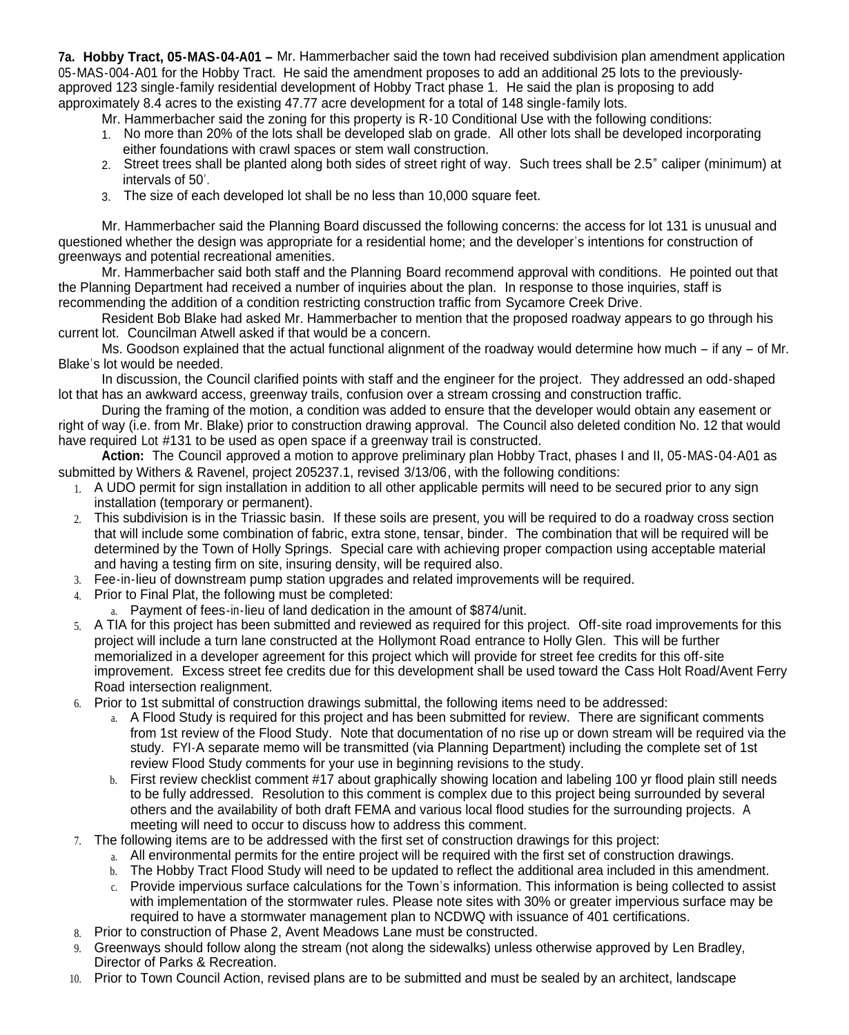**7a. Hobby Tract, 05-MAS-04-A01 –** Mr. Hammerbacher said the town had received subdivision plan amendment application 05-MAS-004-A01 for the Hobby Tract. He said the amendment proposes to add an additional 25 lots to the previously-approved 123 single-family residential development of Hobby Tract phase 1. He said the plan is proposing to add approximately 8.4 acres to the existing 47.77 acre development for a total of 148 single-family lots.

Mr. Hammerbacher said the zoning for this property is R-10 Conditional Use with the following conditions:

1. No more than 20% of the lots shall be developed slab on grade. All other lots shall be developed incorporating either foundations with crawl spaces or stem wall construction.
2. Street trees shall be planted along both sides of street right of way. Such trees shall be 2.5" caliper (minimum) at intervals of 50'.
3. The size of each developed lot shall be no less than 10,000 square feet.

Mr. Hammerbacher said the Planning Board discussed the following concerns: the access for lot 131 is unusual and questioned whether the design was appropriate for a residential home; and the developer's intentions for construction of greenways and potential recreational amenities.

Mr. Hammerbacher said both staff and the Planning Board recommend approval with conditions. He pointed out that the Planning Department had received a number of inquiries about the plan. In response to those inquiries, staff is recommending the addition of a condition restricting construction traffic from Sycamore Creek Drive.

Resident Bob Blake had asked Mr. Hammerbacher to mention that the proposed roadway appears to go through his current lot. Councilman Atwell asked if that would be a concern.

Ms. Goodson explained that the actual functional alignment of the roadway would determine how much – if any – of Mr. Blake's lot would be needed.

In discussion, the Council clarified points with staff and the engineer for the project. They addressed an odd-shaped lot that has an awkward access, greenway trails, confusion over a stream crossing and construction traffic.

During the framing of the motion, a condition was added to ensure that the developer would obtain any easement or right of way (i.e. from Mr. Blake) prior to construction drawing approval. The Council also deleted condition No. 12 that would have required Lot #131 to be used as open space if a greenway trail is constructed.

**Action:** The Council approved a motion to approve preliminary plan Hobby Tract, phases I and II, 05-MAS-04-A01 as submitted by Withers & Ravenel, project 205237.1, revised 3/13/06, with the following conditions:

1. A UDO permit for sign installation in addition to all other applicable permits will need to be secured prior to any sign installation (temporary or permanent).
2. This subdivision is in the Triassic basin. If these soils are present, you will be required to do a roadway cross section that will include some combination of fabric, extra stone, tensar, binder. The combination that will be required will be determined by the Town of Holly Springs. Special care with achieving proper compaction using acceptable material and having a testing firm on site, insuring density, will be required also.
3. Fee-in-lieu of downstream pump station upgrades and related improvements will be required.
4. Prior to Final Plat, the following must be completed:
   a. Payment of fees-in-lieu of land dedication in the amount of $874/unit.
5. A TIA for this project has been submitted and reviewed as required for this project. Off-site road improvements for this project will include a turn lane constructed at the Hollymont Road entrance to Holly Glen. This will be further memorialized in a developer agreement for this project which will provide for street fee credits for this off-site improvement. Excess street fee credits due for this development shall be used toward the Cass Holt Road/Avent Ferry Road intersection realignment.
6. Prior to 1st submittal of construction drawings submittal, the following items need to be addressed:
   a. A Flood Study is required for this project and has been submitted for review. There are significant comments from 1st review of the Flood Study. Note that documentation of no rise up or down stream will be required via the study. FYI-A separate memo will be transmitted (via Planning Department) including the complete set of 1st review Flood Study comments for your use in beginning revisions to the study.
   b. First review checklist comment #17 about graphically showing location and labeling 100 yr flood plain still needs to be fully addressed. Resolution to this comment is complex due to this project being surrounded by several others and the availability of both draft FEMA and various local flood studies for the surrounding projects. A meeting will need to occur to discuss how to address this comment.
7. The following items are to be addressed with the first set of construction drawings for this project:
   a. All environmental permits for the entire project will be required with the first set of construction drawings.
   b. The Hobby Tract Flood Study will need to be updated to reflect the additional area included in this amendment.
   c. Provide impervious surface calculations for the Town's information. This information is being collected to assist with implementation of the stormwater rules. Please note sites with 30% or greater impervious surface may be required to have a stormwater management plan to NCDWQ with issuance of 401 certifications.
8. Prior to construction of Phase 2, Avent Meadows Lane must be constructed.
9. Greenways should follow along the stream (not along the sidewalks) unless otherwise approved by Len Bradley, Director of Parks & Recreation.
10. Prior to Town Council Action, revised plans are to be submitted and must be sealed by an architect, landscape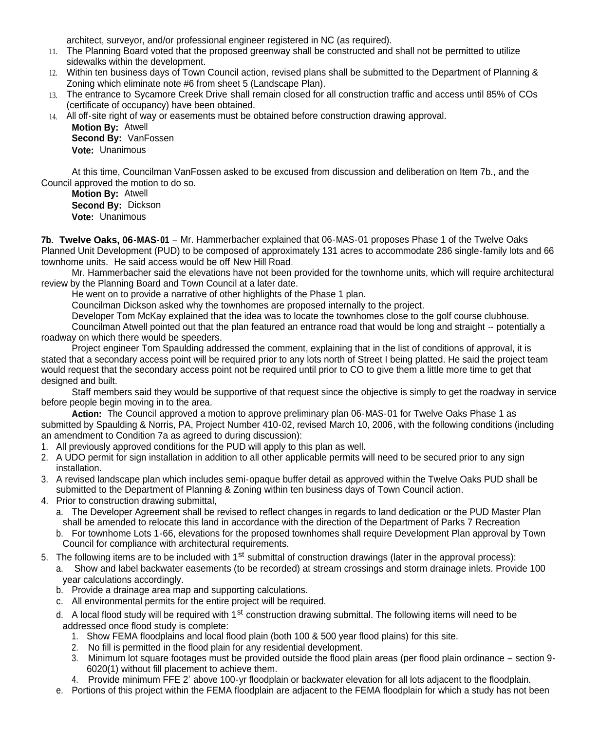architect, surveyor, and/or professional engineer registered in NC (as required).

11. The Planning Board voted that the proposed greenway shall be constructed and shall not be permitted to utilize sidewalks within the development.
12. Within ten business days of Town Council action, revised plans shall be submitted to the Department of Planning & Zoning which eliminate note #6 from sheet 5 (Landscape Plan).
13. The entrance to Sycamore Creek Drive shall remain closed for all construction traffic and access until 85% of COs (certificate of occupancy) have been obtained.
14. All off-site right of way or easements must be obtained before construction drawing approval.

**Motion By:** Atwell
**Second By:** VanFossen
**Vote:** Unanimous

At this time, Councilman VanFossen asked to be excused from discussion and deliberation on Item 7b., and the Council approved the motion to do so.

**Motion By:** Atwell
**Second By:** Dickson
**Vote:** Unanimous

**7b. Twelve Oaks, 06-MAS-01** – Mr. Hammerbacher explained that 06-MAS-01 proposes Phase 1 of the Twelve Oaks Planned Unit Development (PUD) to be composed of approximately 131 acres to accommodate 286 single-family lots and 66 townhome units. He said access would be off New Hill Road.

Mr. Hammerbacher said the elevations have not been provided for the townhome units, which will require architectural review by the Planning Board and Town Council at a later date.

He went on to provide a narrative of other highlights of the Phase 1 plan.

Councilman Dickson asked why the townhomes are proposed internally to the project.

Developer Tom McKay explained that the idea was to locate the townhomes close to the golf course clubhouse.

Councilman Atwell pointed out that the plan featured an entrance road that would be long and straight -- potentially a roadway on which there would be speeders.

Project engineer Tom Spaulding addressed the comment, explaining that in the list of conditions of approval, it is stated that a secondary access point will be required prior to any lots north of Street I being platted. He said the project team would request that the secondary access point not be required until prior to CO to give them a little more time to get that designed and built.

Staff members said they would be supportive of that request since the objective is simply to get the roadway in service before people begin moving in to the area.

**Action:** The Council approved a motion to approve preliminary plan 06-MAS-01 for Twelve Oaks Phase 1 as submitted by Spaulding & Norris, PA, Project Number 410-02, revised March 10, 2006, with the following conditions (including an amendment to Condition 7a as agreed to during discussion):

1. All previously approved conditions for the PUD will apply to this plan as well.
2. A UDO permit for sign installation in addition to all other applicable permits will need to be secured prior to any sign installation.
3. A revised landscape plan which includes semi-opaque buffer detail as approved within the Twelve Oaks PUD shall be submitted to the Department of Planning & Zoning within ten business days of Town Council action.
4. Prior to construction drawing submittal,
   a. The Developer Agreement shall be revised to reflect changes in regards to land dedication or the PUD Master Plan shall be amended to relocate this land in accordance with the direction of the Department of Parks 7 Recreation
   b. For townhome Lots 1-66, elevations for the proposed townhomes shall require Development Plan approval by Town Council for compliance with architectural requirements.
5. The following items are to be included with 1st submittal of construction drawings (later in the approval process):
   a. Show and label backwater easements (to be recorded) at stream crossings and storm drainage inlets. Provide 100 year calculations accordingly.
   b. Provide a drainage area map and supporting calculations.
   c. All environmental permits for the entire project will be required.
   d. A local flood study will be required with 1st construction drawing submittal. The following items will need to be addressed once flood study is complete:
      1. Show FEMA floodplains and local flood plain (both 100 & 500 year flood plains) for this site.
      2. No fill is permitted in the flood plain for any residential development.
      3. Minimum lot square footages must be provided outside the flood plain areas (per flood plain ordinance – section 9-6020(1) without fill placement to achieve them.
      4. Provide minimum FFE 2' above 100-yr floodplain or backwater elevation for all lots adjacent to the floodplain.
   e. Portions of this project within the FEMA floodplain are adjacent to the FEMA floodplain for which a study has not been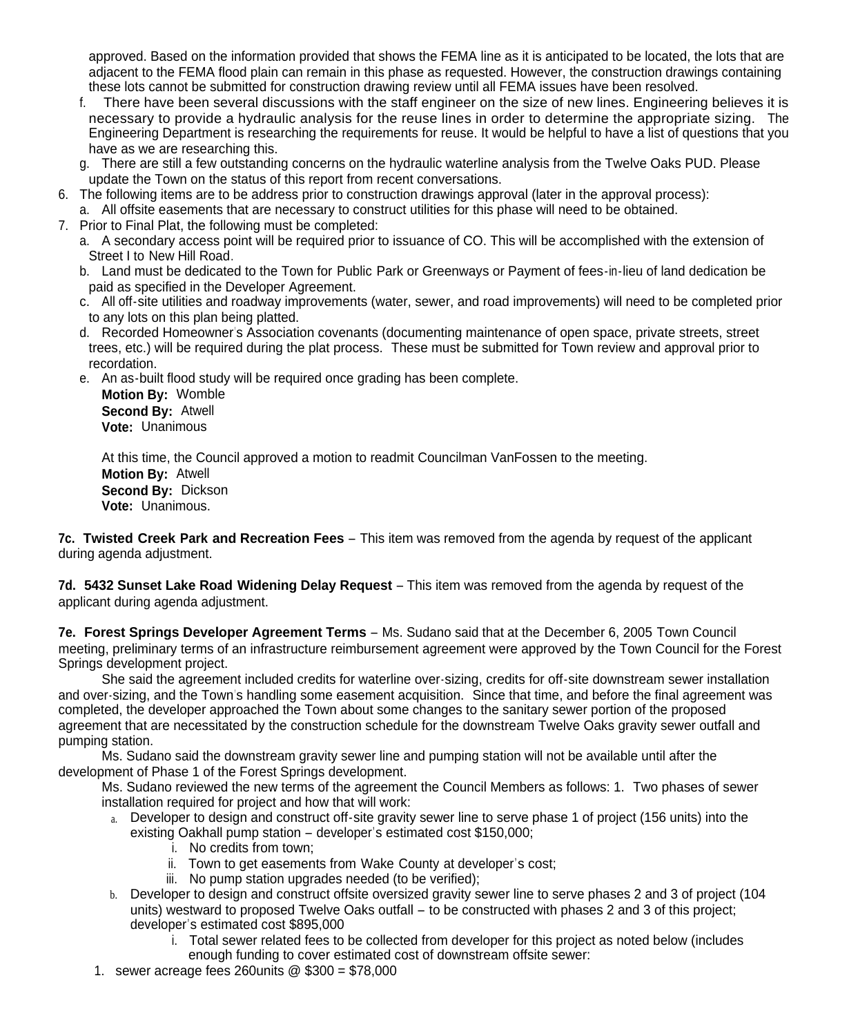approved. Based on the information provided that shows the FEMA line as it is anticipated to be located, the lots that are adjacent to the FEMA flood plain can remain in this phase as requested. However, the construction drawings containing these lots cannot be submitted for construction drawing review until all FEMA issues have been resolved.

f. There have been several discussions with the staff engineer on the size of new lines. Engineering believes it is necessary to provide a hydraulic analysis for the reuse lines in order to determine the appropriate sizing. The Engineering Department is researching the requirements for reuse. It would be helpful to have a list of questions that you have as we are researching this.

g. There are still a few outstanding concerns on the hydraulic waterline analysis from the Twelve Oaks PUD. Please update the Town on the status of this report from recent conversations.

6. The following items are to be address prior to construction drawings approval (later in the approval process):
   a. All offsite easements that are necessary to construct utilities for this phase will need to be obtained.
7. Prior to Final Plat, the following must be completed:
   a. A secondary access point will be required prior to issuance of CO. This will be accomplished with the extension of Street I to New Hill Road.
   b. Land must be dedicated to the Town for Public Park or Greenways or Payment of fees-in-lieu of land dedication be paid as specified in the Developer Agreement.
   c. All off-site utilities and roadway improvements (water, sewer, and road improvements) will need to be completed prior to any lots on this plan being platted.
   d. Recorded Homeowner's Association covenants (documenting maintenance of open space, private streets, street trees, etc.) will be required during the plat process. These must be submitted for Town review and approval prior to recordation.
   e. An as-built flood study will be required once grading has been complete.

**Motion By:** Womble
**Second By:** Atwell
**Vote:** Unanimous

At this time, the Council approved a motion to readmit Councilman VanFossen to the meeting.
**Motion By:** Atwell
**Second By:** Dickson
**Vote:** Unanimous.

**7c. Twisted Creek Park and Recreation Fees** – This item was removed from the agenda by request of the applicant during agenda adjustment.

**7d. 5432 Sunset Lake Road Widening Delay Request** – This item was removed from the agenda by request of the applicant during agenda adjustment.

**7e. Forest Springs Developer Agreement Terms** – Ms. Sudano said that at the December 6, 2005 Town Council meeting, preliminary terms of an infrastructure reimbursement agreement were approved by the Town Council for the Forest Springs development project.

She said the agreement included credits for waterline over-sizing, credits for off-site downstream sewer installation and over-sizing, and the Town's handling some easement acquisition. Since that time, and before the final agreement was completed, the developer approached the Town about some changes to the sanitary sewer portion of the proposed agreement that are necessitated by the construction schedule for the downstream Twelve Oaks gravity sewer outfall and pumping station.

Ms. Sudano said the downstream gravity sewer line and pumping station will not be available until after the development of Phase 1 of the Forest Springs development.

Ms. Sudano reviewed the new terms of the agreement the Council Members as follows: 1. Two phases of sewer installation required for project and how that will work:

a. Developer to design and construct off-site gravity sewer line to serve phase 1 of project (156 units) into the existing Oakhall pump station – developer's estimated cost $150,000;
   i. No credits from town;
   ii. Town to get easements from Wake County at developer's cost;
   iii. No pump station upgrades needed (to be verified);
b. Developer to design and construct offsite oversized gravity sewer line to serve phases 2 and 3 of project (104 units) westward to proposed Twelve Oaks outfall – to be constructed with phases 2 and 3 of this project; developer's estimated cost $895,000
   i. Total sewer related fees to be collected from developer for this project as noted below (includes enough funding to cover estimated cost of downstream offsite sewer:

1. sewer acreage fees 260units @ $300 = $78,000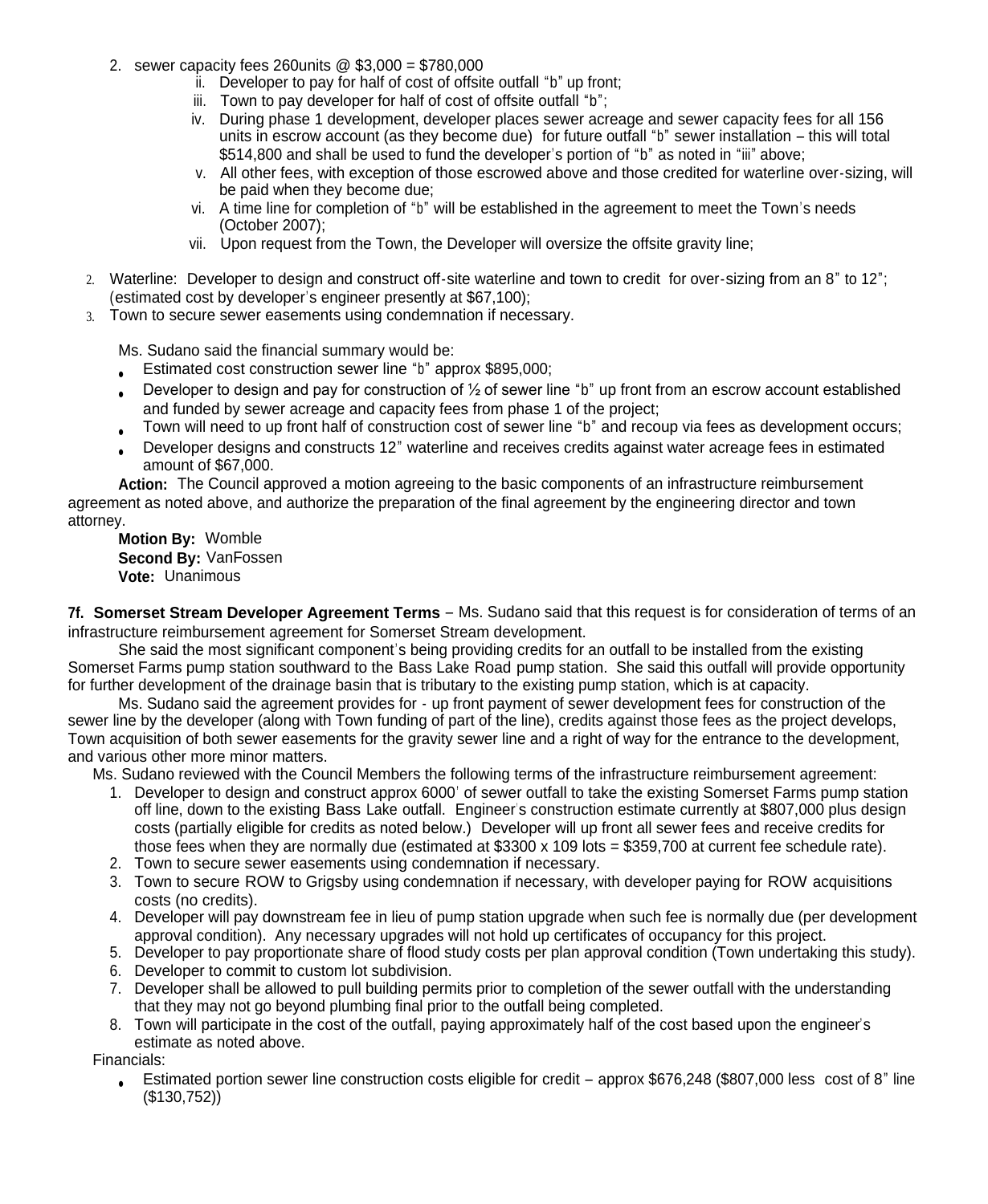2. sewer capacity fees 260units @ $3,000 = $780,000
   - ii. Developer to pay for half of cost of offsite outfall "b" up front;
   - iii. Town to pay developer for half of cost of offsite outfall "b";
   - iv. During phase 1 development, developer places sewer acreage and sewer capacity fees for all 156 units in escrow account (as they become due) for future outfall "b" sewer installation – this will total $514,800 and shall be used to fund the developer's portion of "b" as noted in "iii" above;
   - v. All other fees, with exception of those escrowed above and those credited for waterline over-sizing, will be paid when they become due;
   - vi. A time line for completion of "b" will be established in the agreement to meet the Town's needs (October 2007);
   - vii. Upon request from the Town, the Developer will oversize the offsite gravity line;

2. Waterline: Developer to design and construct off-site waterline and town to credit for over-sizing from an 8" to 12"; (estimated cost by developer's engineer presently at $67,100);
3. Town to secure sewer easements using condemnation if necessary.

Ms. Sudano said the financial summary would be:

- Estimated cost construction sewer line "b" approx $895,000;
- Developer to design and pay for construction of ½ of sewer line "b" up front from an escrow account established and funded by sewer acreage and capacity fees from phase 1 of the project;
- Town will need to up front half of construction cost of sewer line "b" and recoup via fees as development occurs;
- Developer designs and constructs 12" waterline and receives credits against water acreage fees in estimated amount of $67,000.

**Action:** The Council approved a motion agreeing to the basic components of an infrastructure reimbursement agreement as noted above, and authorize the preparation of the final agreement by the engineering director and town attorney.

**Motion By:** Womble
**Second By:** VanFossen
**Vote:** Unanimous

**7f. Somerset Stream Developer Agreement Terms** – Ms. Sudano said that this request is for consideration of terms of an infrastructure reimbursement agreement for Somerset Stream development.

She said the most significant component's being providing credits for an outfall to be installed from the existing Somerset Farms pump station southward to the Bass Lake Road pump station. She said this outfall will provide opportunity for further development of the drainage basin that is tributary to the existing pump station, which is at capacity.

Ms. Sudano said the agreement provides for - up front payment of sewer development fees for construction of the sewer line by the developer (along with Town funding of part of the line), credits against those fees as the project develops, Town acquisition of both sewer easements for the gravity sewer line and a right of way for the entrance to the development, and various other more minor matters.

Ms. Sudano reviewed with the Council Members the following terms of the infrastructure reimbursement agreement:

1. Developer to design and construct approx 6000' of sewer outfall to take the existing Somerset Farms pump station off line, down to the existing Bass Lake outfall. Engineer's construction estimate currently at $807,000 plus design costs (partially eligible for credits as noted below.) Developer will up front all sewer fees and receive credits for those fees when they are normally due (estimated at $3300 x 109 lots = $359,700 at current fee schedule rate).
2. Town to secure sewer easements using condemnation if necessary.
3. Town to secure ROW to Grigsby using condemnation if necessary, with developer paying for ROW acquisitions costs (no credits).
4. Developer will pay downstream fee in lieu of pump station upgrade when such fee is normally due (per development approval condition). Any necessary upgrades will not hold up certificates of occupancy for this project.
5. Developer to pay proportionate share of flood study costs per plan approval condition (Town undertaking this study).
6. Developer to commit to custom lot subdivision.
7. Developer shall be allowed to pull building permits prior to completion of the sewer outfall with the understanding that they may not go beyond plumbing final prior to the outfall being completed.
8. Town will participate in the cost of the outfall, paying approximately half of the cost based upon the engineer's estimate as noted above.

Financials:

- Estimated portion sewer line construction costs eligible for credit – approx $676,248 ($807,000 less cost of 8" line ($130,752))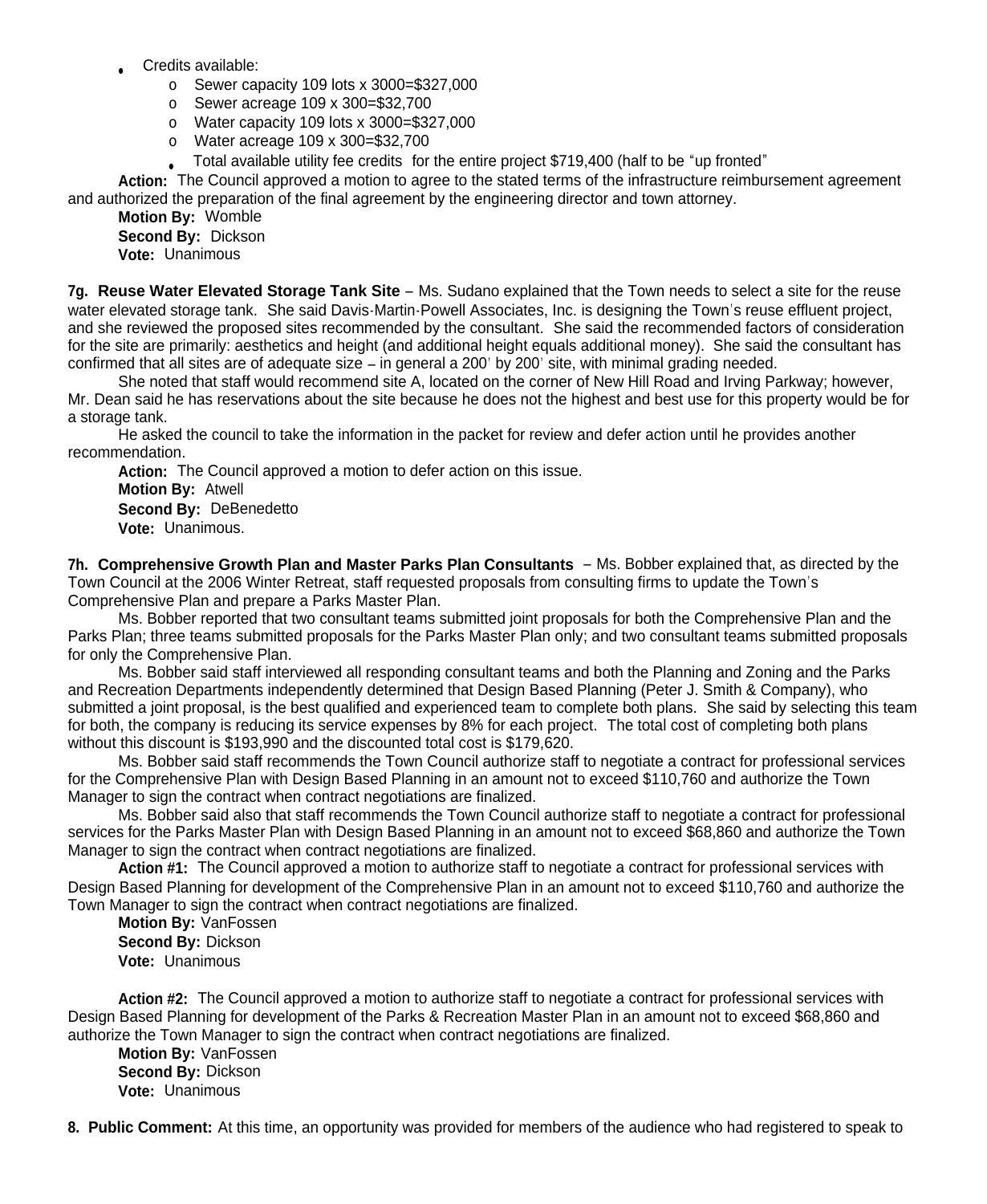- Credits available:
  - Sewer capacity 109 lots x 3000=$327,000
  - Sewer acreage 109 x 300=$32,700
  - Water capacity 109 lots x 3000=$327,000
  - Water acreage 109 x 300=$32,700
  - Total available utility fee credits for the entire project $719,400 (half to be "up fronted"

**Action:** The Council approved a motion to agree to the stated terms of the infrastructure reimbursement agreement and authorized the preparation of the final agreement by the engineering director and town attorney.

**Motion By:** Womble
**Second By:** Dickson
**Vote:** Unanimous

**7g. Reuse Water Elevated Storage Tank Site** – Ms. Sudano explained that the Town needs to select a site for the reuse water elevated storage tank. She said Davis-Martin-Powell Associates, Inc. is designing the Town's reuse effluent project, and she reviewed the proposed sites recommended by the consultant. She said the recommended factors of consideration for the site are primarily: aesthetics and height (and additional height equals additional money). She said the consultant has confirmed that all sites are of adequate size – in general a 200' by 200' site, with minimal grading needed.

She noted that staff would recommend site A, located on the corner of New Hill Road and Irving Parkway; however, Mr. Dean said he has reservations about the site because he does not the highest and best use for this property would be for a storage tank.

He asked the council to take the information in the packet for review and defer action until he provides another recommendation.

**Action:** The Council approved a motion to defer action on this issue.
**Motion By:** Atwell
**Second By:** DeBenedetto
**Vote:** Unanimous.

**7h. Comprehensive Growth Plan and Master Parks Plan Consultants** – Ms. Bobber explained that, as directed by the Town Council at the 2006 Winter Retreat, staff requested proposals from consulting firms to update the Town's Comprehensive Plan and prepare a Parks Master Plan.

Ms. Bobber reported that two consultant teams submitted joint proposals for both the Comprehensive Plan and the Parks Plan; three teams submitted proposals for the Parks Master Plan only; and two consultant teams submitted proposals for only the Comprehensive Plan.

Ms. Bobber said staff interviewed all responding consultant teams and both the Planning and Zoning and the Parks and Recreation Departments independently determined that Design Based Planning (Peter J. Smith & Company), who submitted a joint proposal, is the best qualified and experienced team to complete both plans. She said by selecting this team for both, the company is reducing its service expenses by 8% for each project. The total cost of completing both plans without this discount is $193,990 and the discounted total cost is $179,620.

Ms. Bobber said staff recommends the Town Council authorize staff to negotiate a contract for professional services for the Comprehensive Plan with Design Based Planning in an amount not to exceed $110,760 and authorize the Town Manager to sign the contract when contract negotiations are finalized.

Ms. Bobber said also that staff recommends the Town Council authorize staff to negotiate a contract for professional services for the Parks Master Plan with Design Based Planning in an amount not to exceed $68,860 and authorize the Town Manager to sign the contract when contract negotiations are finalized.

**Action #1:** The Council approved a motion to authorize staff to negotiate a contract for professional services with Design Based Planning for development of the Comprehensive Plan in an amount not to exceed $110,760 and authorize the Town Manager to sign the contract when contract negotiations are finalized.

**Motion By:** VanFossen
**Second By:** Dickson
**Vote:** Unanimous

**Action #2:** The Council approved a motion to authorize staff to negotiate a contract for professional services with Design Based Planning for development of the Parks & Recreation Master Plan in an amount not to exceed $68,860 and authorize the Town Manager to sign the contract when contract negotiations are finalized.

**Motion By:** VanFossen
**Second By:** Dickson
**Vote:** Unanimous

**8. Public Comment:** At this time, an opportunity was provided for members of the audience who had registered to speak to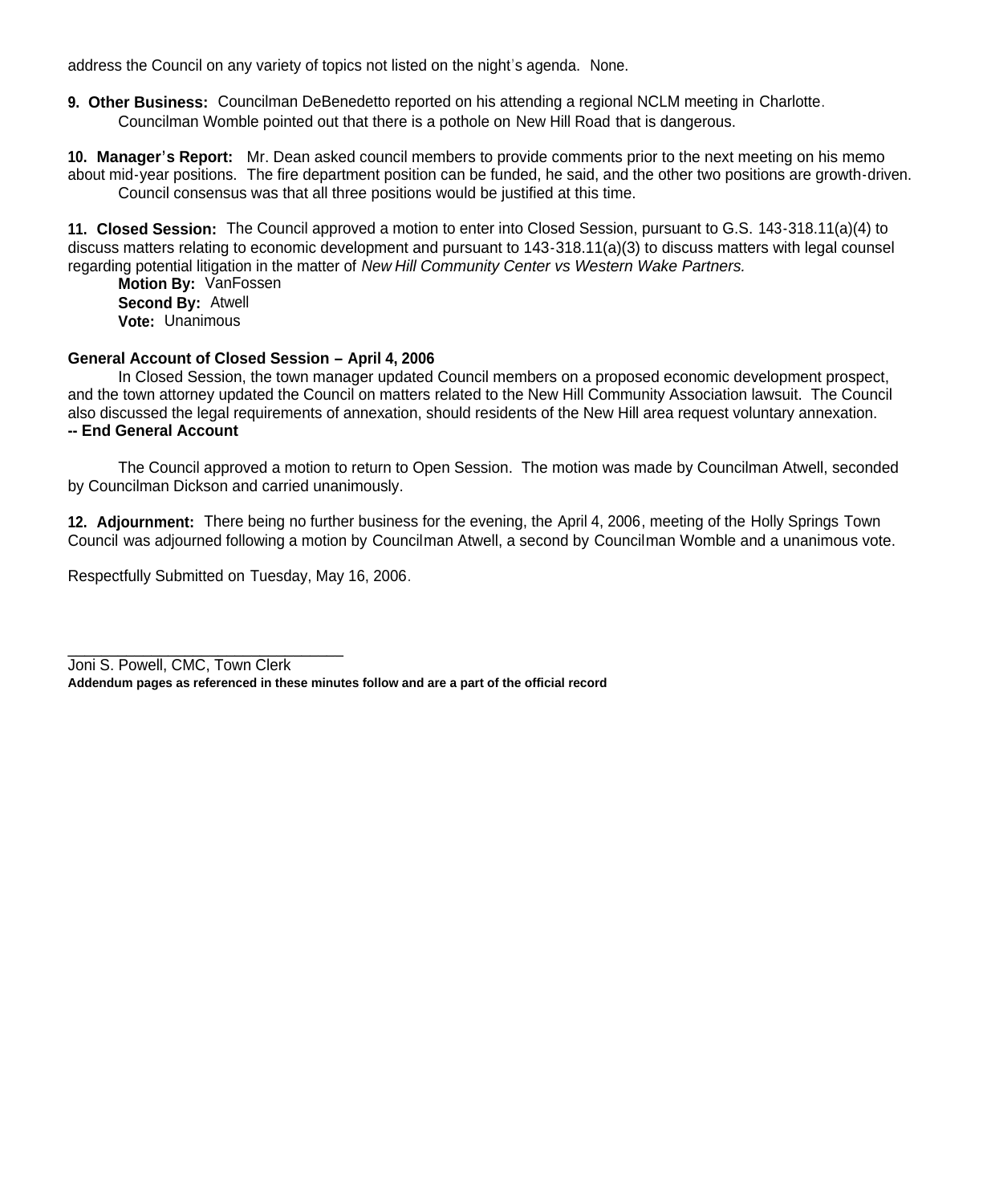address the Council on any variety of topics not listed on the night's agenda. None.

**9. Other Business:** Councilman DeBenedetto reported on his attending a regional NCLM meeting in Charlotte.

Councilman Womble pointed out that there is a pothole on New Hill Road that is dangerous.

**10. Manager's Report:** Mr. Dean asked council members to provide comments prior to the next meeting on his memo about mid-year positions. The fire department position can be funded, he said, and the other two positions are growth-driven.

Council consensus was that all three positions would be justified at this time.

**11. Closed Session:** The Council approved a motion to enter into Closed Session, pursuant to G.S. 143-318.11(a)(4) to discuss matters relating to economic development and pursuant to 143-318.11(a)(3) to discuss matters with legal counsel regarding potential litigation in the matter of *New Hill Community Center vs Western Wake Partners.*

**Motion By:** VanFossen
**Second By:** Atwell
**Vote:** Unanimous

**General Account of Closed Session – April 4, 2006**

In Closed Session, the town manager updated Council members on a proposed economic development prospect, and the town attorney updated the Council on matters related to the New Hill Community Association lawsuit. The Council also discussed the legal requirements of annexation, should residents of the New Hill area request voluntary annexation.

**-- End General Account**

The Council approved a motion to return to Open Session. The motion was made by Councilman Atwell, seconded by Councilman Dickson and carried unanimously.

**12. Adjournment:** There being no further business for the evening, the April 4, 2006, meeting of the Holly Springs Town Council was adjourned following a motion by Councilman Atwell, a second by Councilman Womble and a unanimous vote.

Respectfully Submitted on Tuesday, May 16, 2006.

\_\_\_\_\_\_\_\_\_\_\_\_\_\_\_\_\_\_\_\_\_\_\_\_\_\_\_\_\_\_\_\_

Joni S. Powell, CMC, Town Clerk

**Addendum pages as referenced in these minutes follow and are a part of the official record**